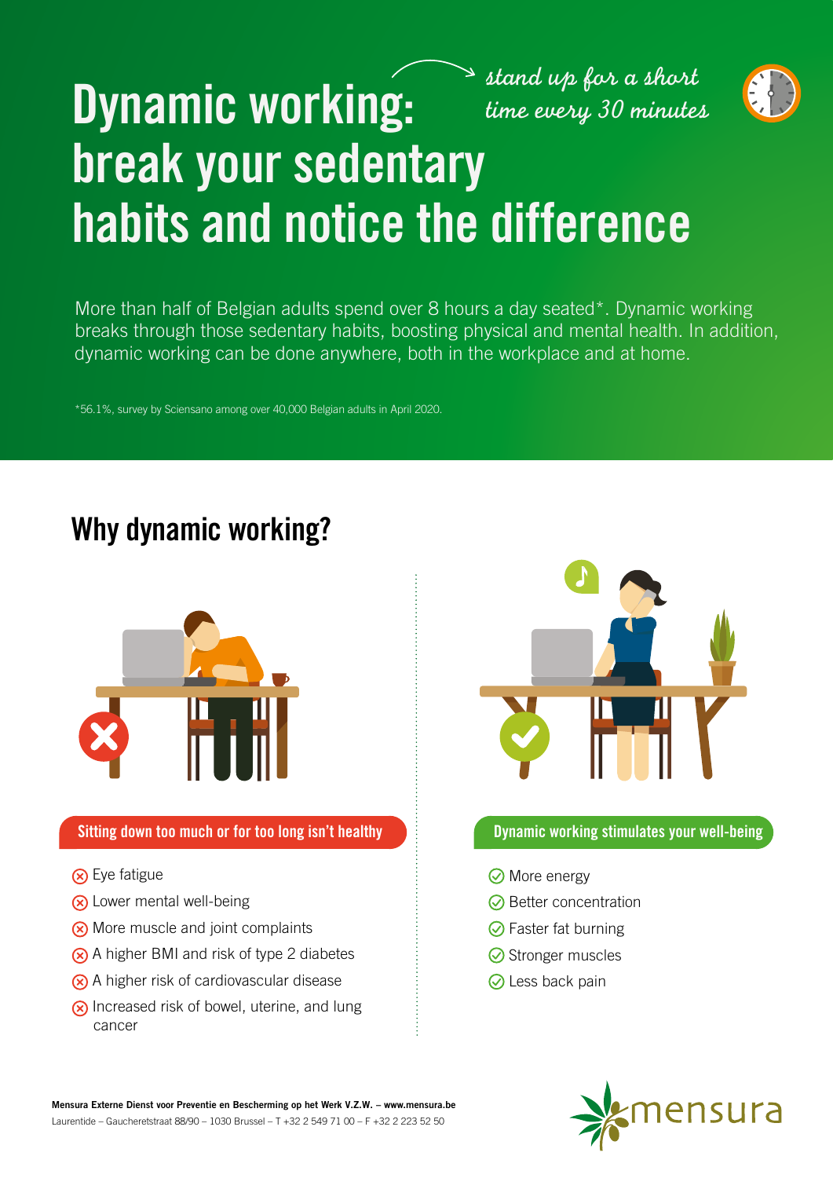# Dynamic working: break your sedentary habits and notice the difference

*stand up for a short time every 30 minutes*

More than half of Belgian adults spend over 8 hours a day seated*. Dynamic working breaks through those sedentary habits, boosting physical and mental health. In addition, dynamic working can be done anywhere, both in the workplace and at home.

*56.1%, survey by Sciensano among over 40,000 Belgian adults in April 2020.

## Why dynamic working?

### Sitting down too much or for too long isn't healthy

- Eye fatigue
- Lower mental well-being
- More muscle and joint complaints
- A higher BMI and risk of type 2 diabetes
- A higher risk of cardiovascular disease
- Increased risk of bowel, uterine, and lung cancer

### Dynamic working stimulates your well-being

- More energy
- Better concentration
- Faster fat burning
- Stronger muscles
- Less back pain

**Mensura Externe Dienst voor Preventie en Bescherming op het Werk V.Z.W. – www.mensura.be**
Laurentide – Gaucheretstraat 88/90 – 1030 Brussel – T +32 2 549 71 00 – F +32 2 223 52 50

mensura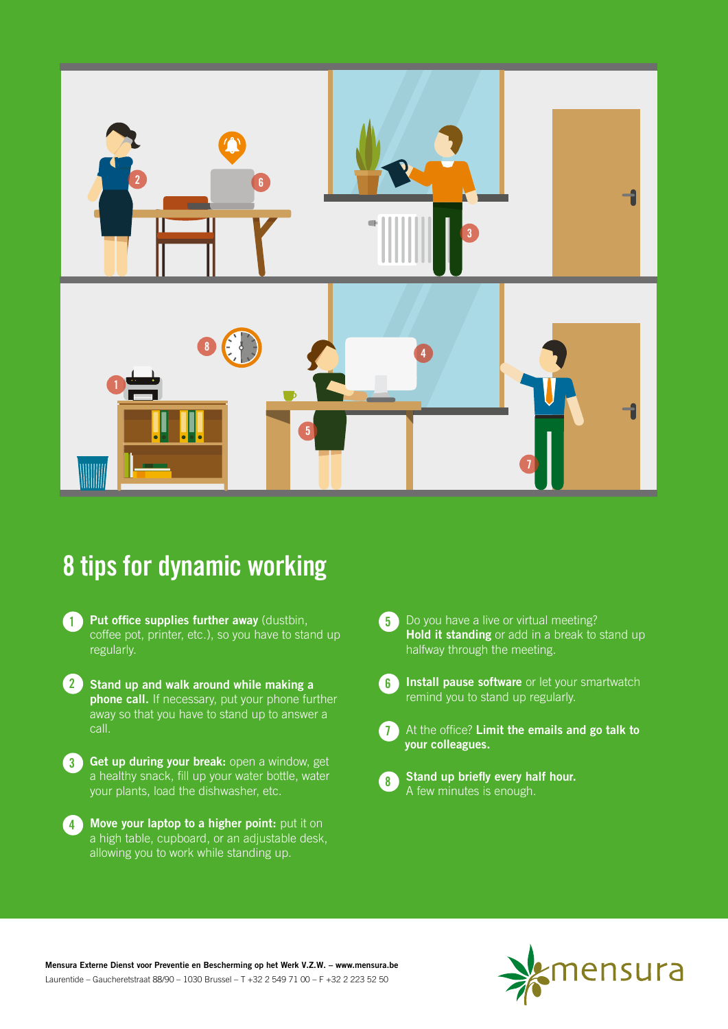# 8 tips for dynamic working

1. **Put office supplies further away** (dustbin, coffee pot, printer, etc.), so you have to stand up regularly.
2. **Stand up and walk around while making a phone call.** If necessary, put your phone further away so that you have to stand up to answer a call.
3. **Get up during your break:** open a window, get a healthy snack, fill up your water bottle, water your plants, load the dishwasher, etc.
4. **Move your laptop to a higher point:** put it on a high table, cupboard, or an adjustable desk, allowing you to work while standing up.
5. Do you have a live or virtual meeting? **Hold it standing** or add in a break to stand up halfway through the meeting.
6. **Install pause software** or let your smartwatch remind you to stand up regularly.
7. At the office? **Limit the emails and go talk to your colleagues.**
8. **Stand up briefly every half hour.** A few minutes is enough.

**Mensura Externe Dienst voor Preventie en Bescherming op het Werk V.Z.W. – www.mensura.be**
Laurentide – Gaucheretstraat 88/90 – 1030 Brussel – T +32 2 549 71 00 – F +32 2 223 52 50

mensura